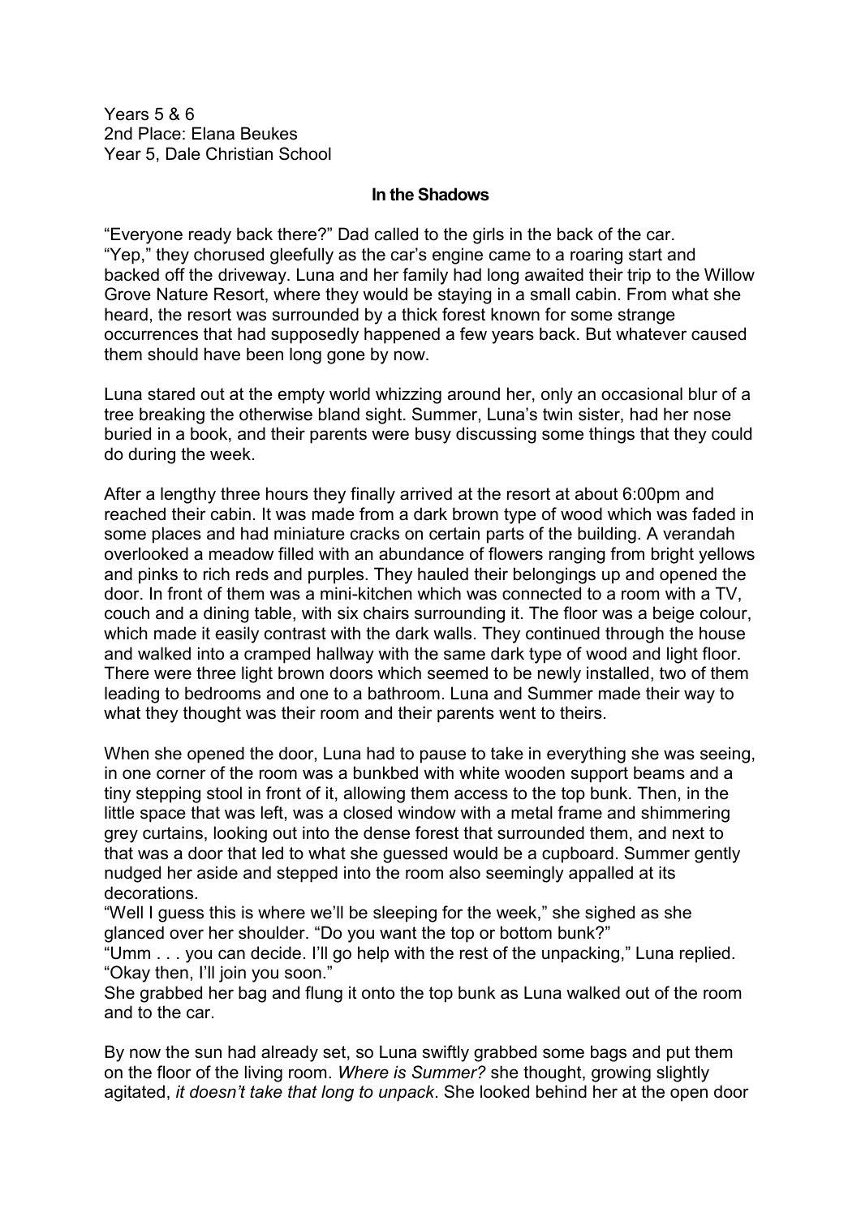Years 5 & 6
2nd Place: Elana Beukes
Year 5, Dale Christian School

## In the Shadows

"Everyone ready back there?" Dad called to the girls in the back of the car.
"Yep," they chorused gleefully as the car's engine came to a roaring start and backed off the driveway. Luna and her family had long awaited their trip to the Willow Grove Nature Resort, where they would be staying in a small cabin. From what she heard, the resort was surrounded by a thick forest known for some strange occurrences that had supposedly happened a few years back. But whatever caused them should have been long gone by now.

Luna stared out at the empty world whizzing around her, only an occasional blur of a tree breaking the otherwise bland sight. Summer, Luna's twin sister, had her nose buried in a book, and their parents were busy discussing some things that they could do during the week.

After a lengthy three hours they finally arrived at the resort at about 6:00pm and reached their cabin. It was made from a dark brown type of wood which was faded in some places and had miniature cracks on certain parts of the building. A verandah overlooked a meadow filled with an abundance of flowers ranging from bright yellows and pinks to rich reds and purples. They hauled their belongings up and opened the door. In front of them was a mini-kitchen which was connected to a room with a TV, couch and a dining table, with six chairs surrounding it. The floor was a beige colour, which made it easily contrast with the dark walls. They continued through the house and walked into a cramped hallway with the same dark type of wood and light floor. There were three light brown doors which seemed to be newly installed, two of them leading to bedrooms and one to a bathroom. Luna and Summer made their way to what they thought was their room and their parents went to theirs.

When she opened the door, Luna had to pause to take in everything she was seeing, in one corner of the room was a bunkbed with white wooden support beams and a tiny stepping stool in front of it, allowing them access to the top bunk. Then, in the little space that was left, was a closed window with a metal frame and shimmering grey curtains, looking out into the dense forest that surrounded them, and next to that was a door that led to what she guessed would be a cupboard. Summer gently nudged her aside and stepped into the room also seemingly appalled at its decorations.
"Well I guess this is where we'll be sleeping for the week," she sighed as she glanced over her shoulder. "Do you want the top or bottom bunk?"
"Umm . . . you can decide. I'll go help with the rest of the unpacking," Luna replied.
"Okay then, I'll join you soon."
She grabbed her bag and flung it onto the top bunk as Luna walked out of the room and to the car.

By now the sun had already set, so Luna swiftly grabbed some bags and put them on the floor of the living room. *Where is Summer?* she thought, growing slightly agitated, *it doesn't take that long to unpack*. She looked behind her at the open door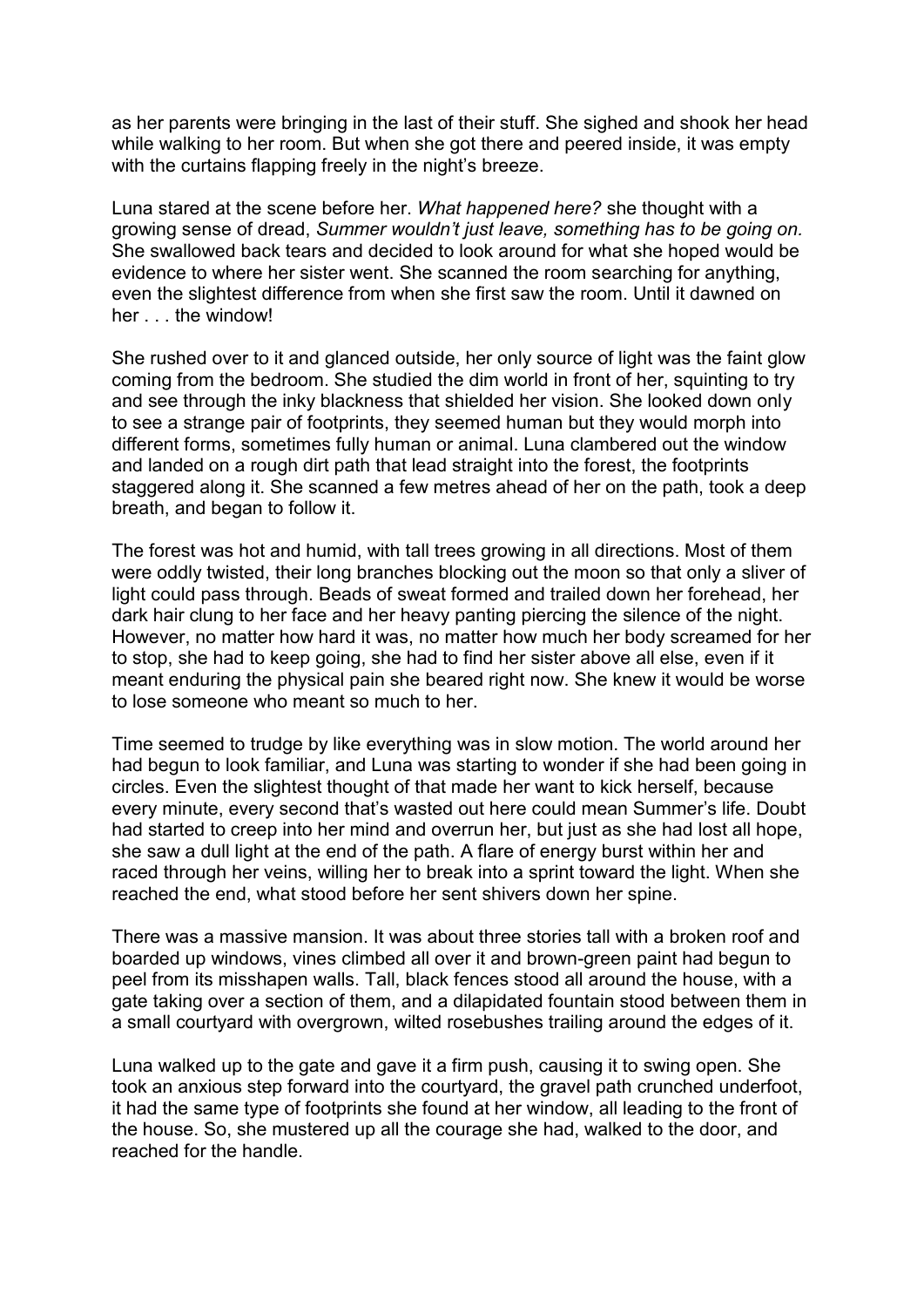as her parents were bringing in the last of their stuff. She sighed and shook her head while walking to her room. But when she got there and peered inside, it was empty with the curtains flapping freely in the night's breeze.

Luna stared at the scene before her. *What happened here?* she thought with a growing sense of dread, *Summer wouldn't just leave, something has to be going on.* She swallowed back tears and decided to look around for what she hoped would be evidence to where her sister went. She scanned the room searching for anything, even the slightest difference from when she first saw the room. Until it dawned on her . . . the window!

She rushed over to it and glanced outside, her only source of light was the faint glow coming from the bedroom. She studied the dim world in front of her, squinting to try and see through the inky blackness that shielded her vision. She looked down only to see a strange pair of footprints, they seemed human but they would morph into different forms, sometimes fully human or animal. Luna clambered out the window and landed on a rough dirt path that lead straight into the forest, the footprints staggered along it. She scanned a few metres ahead of her on the path, took a deep breath, and began to follow it.

The forest was hot and humid, with tall trees growing in all directions. Most of them were oddly twisted, their long branches blocking out the moon so that only a sliver of light could pass through. Beads of sweat formed and trailed down her forehead, her dark hair clung to her face and her heavy panting piercing the silence of the night. However, no matter how hard it was, no matter how much her body screamed for her to stop, she had to keep going, she had to find her sister above all else, even if it meant enduring the physical pain she beared right now. She knew it would be worse to lose someone who meant so much to her.

Time seemed to trudge by like everything was in slow motion. The world around her had begun to look familiar, and Luna was starting to wonder if she had been going in circles. Even the slightest thought of that made her want to kick herself, because every minute, every second that's wasted out here could mean Summer's life. Doubt had started to creep into her mind and overrun her, but just as she had lost all hope, she saw a dull light at the end of the path. A flare of energy burst within her and raced through her veins, willing her to break into a sprint toward the light. When she reached the end, what stood before her sent shivers down her spine.

There was a massive mansion. It was about three stories tall with a broken roof and boarded up windows, vines climbed all over it and brown-green paint had begun to peel from its misshapen walls. Tall, black fences stood all around the house, with a gate taking over a section of them, and a dilapidated fountain stood between them in a small courtyard with overgrown, wilted rosebushes trailing around the edges of it.

Luna walked up to the gate and gave it a firm push, causing it to swing open. She took an anxious step forward into the courtyard, the gravel path crunched underfoot, it had the same type of footprints she found at her window, all leading to the front of the house. So, she mustered up all the courage she had, walked to the door, and reached for the handle.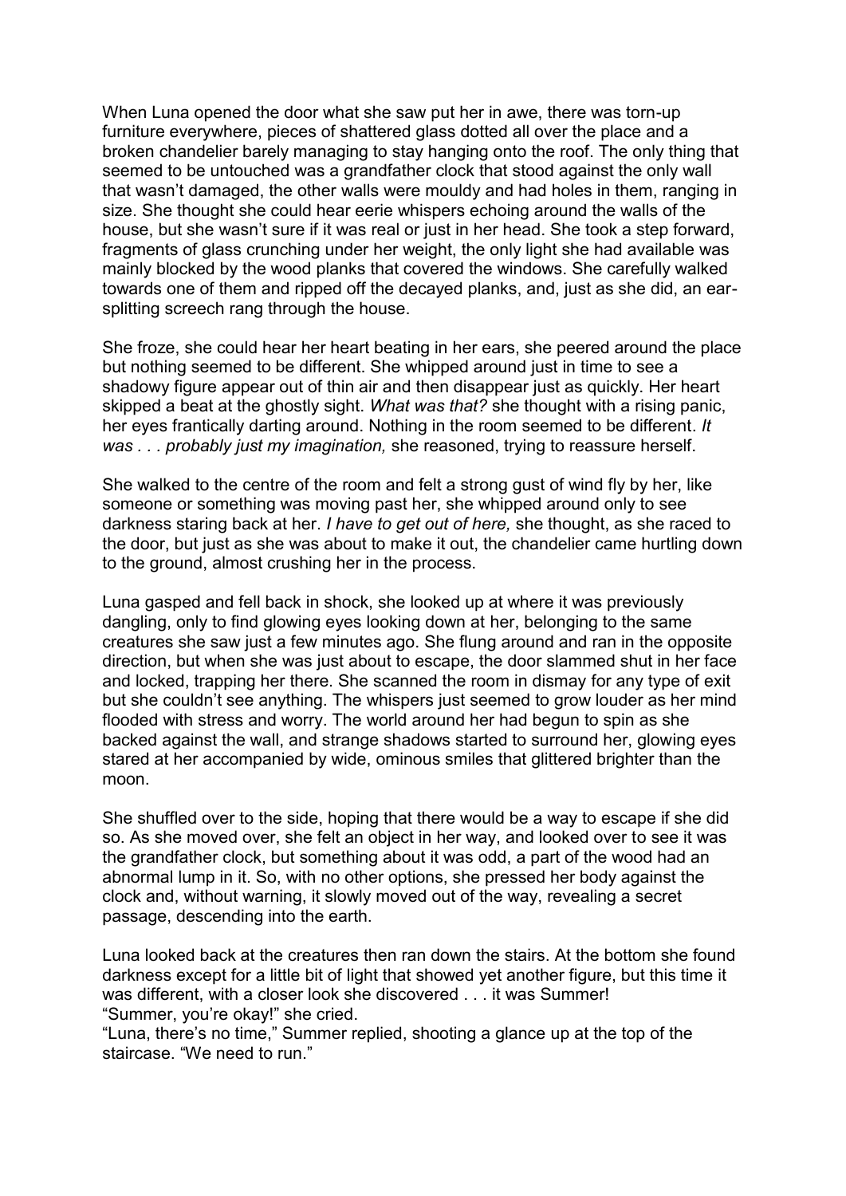When Luna opened the door what she saw put her in awe, there was torn-up furniture everywhere, pieces of shattered glass dotted all over the place and a broken chandelier barely managing to stay hanging onto the roof. The only thing that seemed to be untouched was a grandfather clock that stood against the only wall that wasn't damaged, the other walls were mouldy and had holes in them, ranging in size. She thought she could hear eerie whispers echoing around the walls of the house, but she wasn't sure if it was real or just in her head. She took a step forward, fragments of glass crunching under her weight, the only light she had available was mainly blocked by the wood planks that covered the windows. She carefully walked towards one of them and ripped off the decayed planks, and, just as she did, an ear-splitting screech rang through the house.

She froze, she could hear her heart beating in her ears, she peered around the place but nothing seemed to be different. She whipped around just in time to see a shadowy figure appear out of thin air and then disappear just as quickly. Her heart skipped a beat at the ghostly sight. *What was that?* she thought with a rising panic, her eyes frantically darting around. Nothing in the room seemed to be different. *It was . . . probably just my imagination,* she reasoned, trying to reassure herself.

She walked to the centre of the room and felt a strong gust of wind fly by her, like someone or something was moving past her, she whipped around only to see darkness staring back at her. *I have to get out of here,* she thought, as she raced to the door, but just as she was about to make it out, the chandelier came hurtling down to the ground, almost crushing her in the process.

Luna gasped and fell back in shock, she looked up at where it was previously dangling, only to find glowing eyes looking down at her, belonging to the same creatures she saw just a few minutes ago. She flung around and ran in the opposite direction, but when she was just about to escape, the door slammed shut in her face and locked, trapping her there. She scanned the room in dismay for any type of exit but she couldn't see anything. The whispers just seemed to grow louder as her mind flooded with stress and worry. The world around her had begun to spin as she backed against the wall, and strange shadows started to surround her, glowing eyes stared at her accompanied by wide, ominous smiles that glittered brighter than the moon.

She shuffled over to the side, hoping that there would be a way to escape if she did so. As she moved over, she felt an object in her way, and looked over to see it was the grandfather clock, but something about it was odd, a part of the wood had an abnormal lump in it. So, with no other options, she pressed her body against the clock and, without warning, it slowly moved out of the way, revealing a secret passage, descending into the earth.

Luna looked back at the creatures then ran down the stairs. At the bottom she found darkness except for a little bit of light that showed yet another figure, but this time it was different, with a closer look she discovered . . . it was Summer!
"Summer, you're okay!" she cried.
"Luna, there's no time," Summer replied, shooting a glance up at the top of the staircase. "We need to run."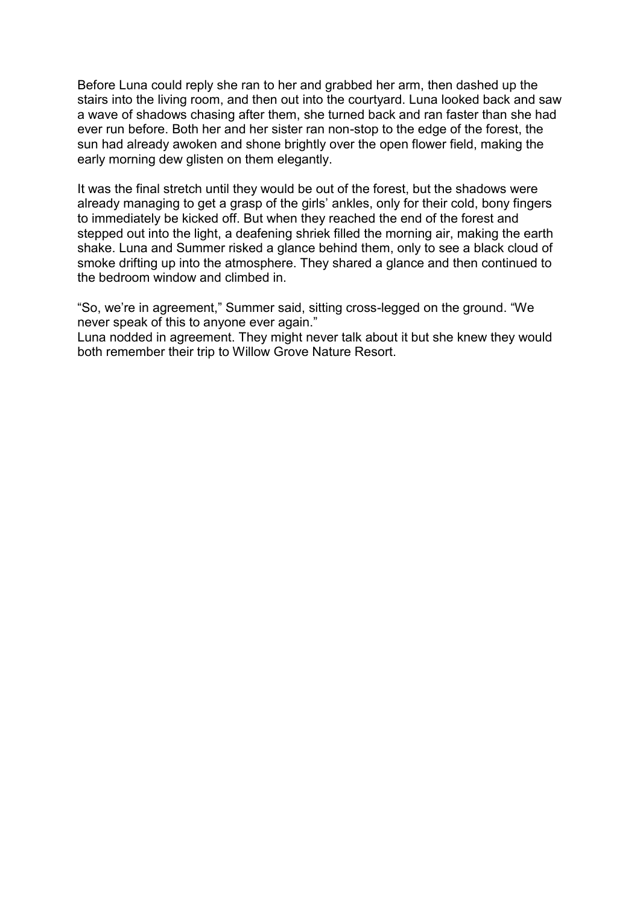Before Luna could reply she ran to her and grabbed her arm, then dashed up the stairs into the living room, and then out into the courtyard. Luna looked back and saw a wave of shadows chasing after them, she turned back and ran faster than she had ever run before. Both her and her sister ran non-stop to the edge of the forest, the sun had already awoken and shone brightly over the open flower field, making the early morning dew glisten on them elegantly.

It was the final stretch until they would be out of the forest, but the shadows were already managing to get a grasp of the girls' ankles, only for their cold, bony fingers to immediately be kicked off. But when they reached the end of the forest and stepped out into the light, a deafening shriek filled the morning air, making the earth shake. Luna and Summer risked a glance behind them, only to see a black cloud of smoke drifting up into the atmosphere. They shared a glance and then continued to the bedroom window and climbed in.

"So, we're in agreement," Summer said, sitting cross-legged on the ground. "We never speak of this to anyone ever again."
Luna nodded in agreement. They might never talk about it but she knew they would both remember their trip to Willow Grove Nature Resort.